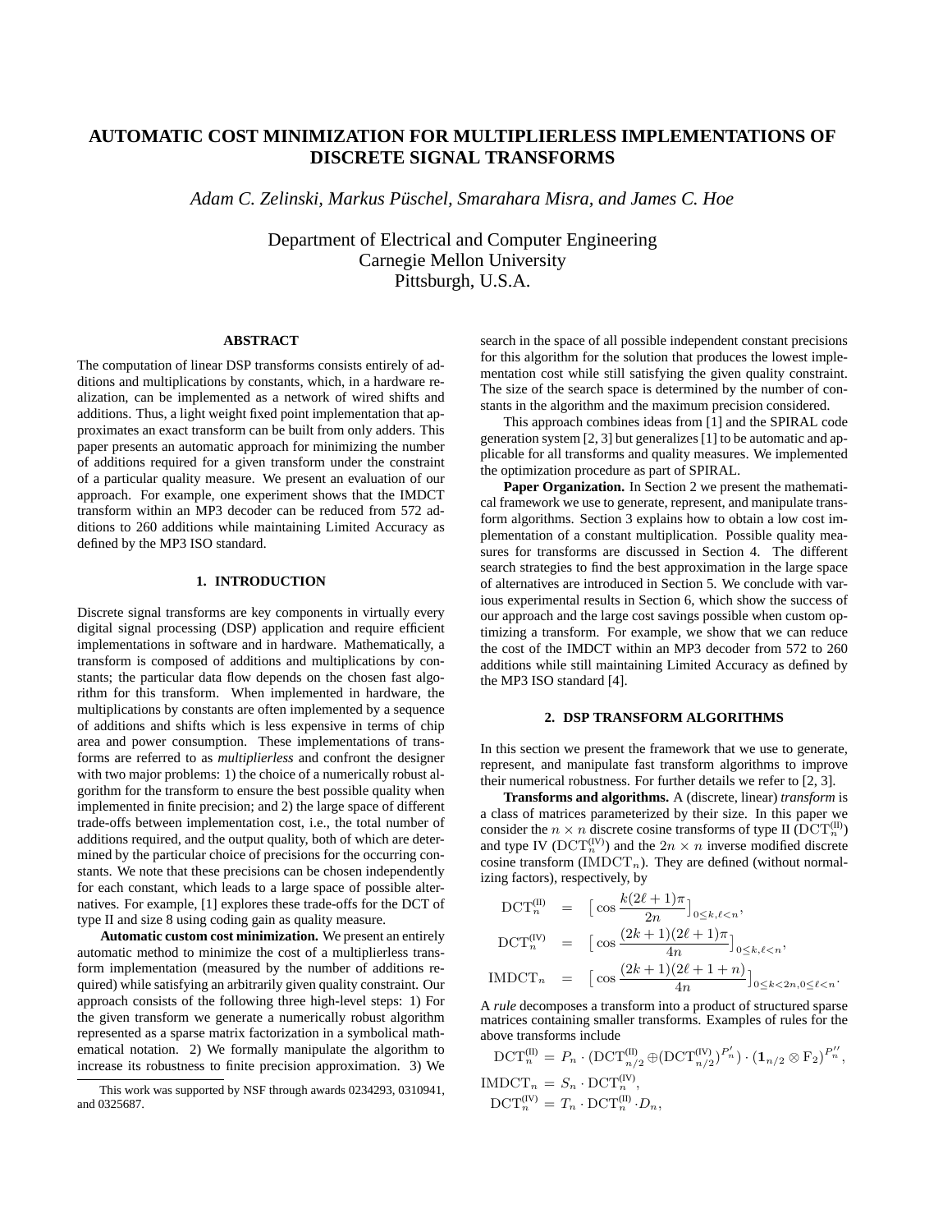# AUTOMATIC COST MINIMIZATION FOR MULTIPLIERLESS IMPLEMENTATIONS OF DISCRETE SIGNAL TRANSFORMS

*Adam C. Zelinski, Markus Püschel, Smarahara Misra, and James C. Hoe*

Department of Electrical and Computer Engineering
Carnegie Mellon University
Pittsburgh, U.S.A.

## ABSTRACT

The computation of linear DSP transforms consists entirely of additions and multiplications by constants, which, in a hardware realization, can be implemented as a network of wired shifts and additions. Thus, a light weight fixed point implementation that approximates an exact transform can be built from only adders. This paper presents an automatic approach for minimizing the number of additions required for a given transform under the constraint of a particular quality measure. We present an evaluation of our approach. For example, one experiment shows that the IMDCT transform within an MP3 decoder can be reduced from 572 additions to 260 additions while maintaining Limited Accuracy as defined by the MP3 ISO standard.

## 1. INTRODUCTION

Discrete signal transforms are key components in virtually every digital signal processing (DSP) application and require efficient implementations in software and in hardware. Mathematically, a transform is composed of additions and multiplications by constants; the particular data flow depends on the chosen fast algorithm for this transform. When implemented in hardware, the multiplications by constants are often implemented by a sequence of additions and shifts which is less expensive in terms of chip area and power consumption. These implementations of transforms are referred to as *multiplierless* and confront the designer with two major problems: 1) the choice of a numerically robust algorithm for the transform to ensure the best possible quality when implemented in finite precision; and 2) the large space of different trade-offs between implementation cost, i.e., the total number of additions required, and the output quality, both of which are determined by the particular choice of precisions for the occurring constants. We note that these precisions can be chosen independently for each constant, which leads to a large space of possible alternatives. For example, [1] explores these trade-offs for the DCT of type II and size 8 using coding gain as quality measure.

**Automatic custom cost minimization.** We present an entirely automatic method to minimize the cost of a multiplierless transform implementation (measured by the number of additions required) while satisfying an arbitrarily given quality constraint. Our approach consists of the following three high-level steps: 1) For the given transform we generate a numerically robust algorithm represented as a sparse matrix factorization in a symbolical mathematical notation. 2) We formally manipulate the algorithm to increase its robustness to finite precision approximation. 3) We search in the space of all possible independent constant precisions for this algorithm for the solution that produces the lowest implementation cost while still satisfying the given quality constraint. The size of the search space is determined by the number of constants in the algorithm and the maximum precision considered.

This approach combines ideas from [1] and the SPIRAL code generation system [2, 3] but generalizes [1] to be automatic and applicable for all transforms and quality measures. We implemented the optimization procedure as part of SPIRAL.

**Paper Organization.** In Section 2 we present the mathematical framework we use to generate, represent, and manipulate transform algorithms. Section 3 explains how to obtain a low cost implementation of a constant multiplication. Possible quality measures for transforms are discussed in Section 4. The different search strategies to find the best approximation in the large space of alternatives are introduced in Section 5. We conclude with various experimental results in Section 6, which show the success of our approach and the large cost savings possible when custom optimizing a transform. For example, we show that we can reduce the cost of the IMDCT within an MP3 decoder from 572 to 260 additions while still maintaining Limited Accuracy as defined by the MP3 ISO standard [4].

## 2. DSP TRANSFORM ALGORITHMS

In this section we present the framework that we use to generate, represent, and manipulate fast transform algorithms to improve their numerical robustness. For further details we refer to [2, 3].

**Transforms and algorithms.** A (discrete, linear) *transform* is a class of matrices parameterized by their size. In this paper we consider the $n \times n$ discrete cosine transforms of type II ($\mathrm{DCT}_n^{(\mathrm{II})}$) and type IV ($\mathrm{DCT}_n^{(\mathrm{IV})}$) and the $2n \times n$ inverse modified discrete cosine transform ($\mathrm{IMDCT}_n$). They are defined (without normalizing factors), respectively, by

$$\begin{aligned}
\mathrm{DCT}_n^{(\mathrm{II})} &= \left[\cos\frac{k(2\ell+1)\pi}{2n}\right]_{0\le k,\ell<n},\\
\mathrm{DCT}_n^{(\mathrm{IV})} &= \left[\cos\frac{(2k+1)(2\ell+1)\pi}{4n}\right]_{0\le k,\ell<n},\\
\mathrm{IMDCT}_n &= \left[\cos\frac{(2k+1)(2\ell+1+n)}{4n}\right]_{0\le k<2n, 0\le \ell<n}.
\end{aligned}$$

A *rule* decomposes a transform into a product of structured sparse matrices containing smaller transforms. Examples of rules for the above transforms include

$$\begin{aligned}
\mathrm{DCT}_n^{(\mathrm{II})} &= P_n \cdot (\mathrm{DCT}_{n/2}^{(\mathrm{II})} \oplus (\mathrm{DCT}_{n/2}^{(\mathrm{IV})})^{P'_n}) \cdot (\mathbf{1}_{n/2} \otimes \mathrm{F}_2)^{P''_n},\\
\mathrm{IMDCT}_n &= S_n \cdot \mathrm{DCT}_n^{(\mathrm{IV})},\\
\mathrm{DCT}_n^{(\mathrm{IV})} &= T_n \cdot \mathrm{DCT}_n^{(\mathrm{II})} \cdot D_n,
\end{aligned}$$

This work was supported by NSF through awards 0234293, 0310941, and 0325687.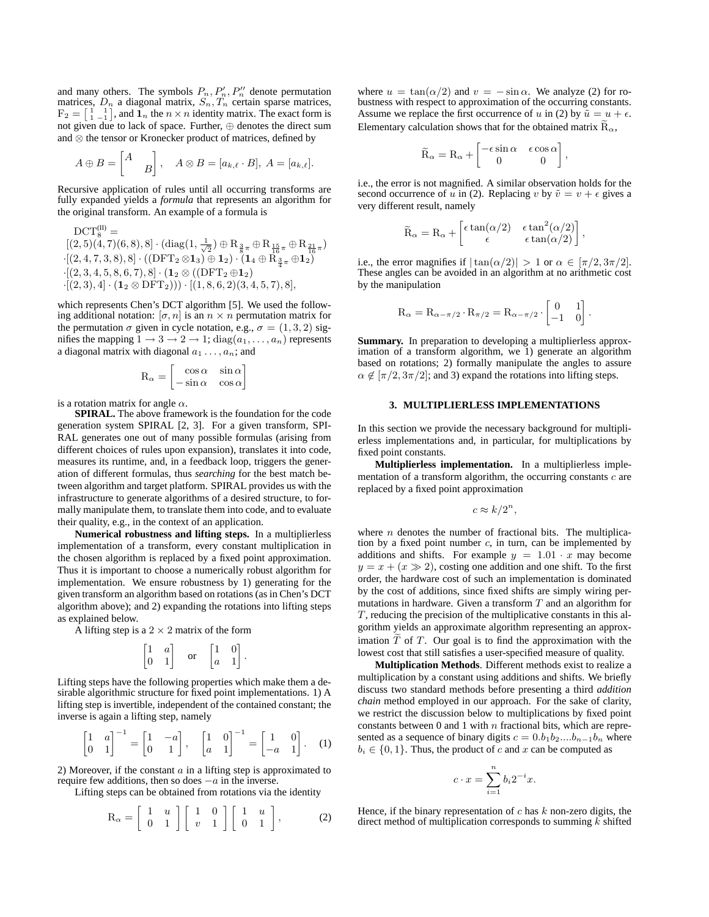and many others. The symbols $P_n, P_n', P_n''$ denote permutation matrices, $D_n$ a diagonal matrix, $S_n, T_n$ certain sparse matrices, $\mathrm{F}_2 = \left[\begin{smallmatrix} 1 & 1 \\ 1 & -1 \end{smallmatrix}\right]$, and $\mathbf{1}_n$ the $n \times n$ identity matrix. The exact form is not given due to lack of space. Further, $\oplus$ denotes the direct sum and $\otimes$ the tensor or Kronecker product of matrices, defined by

$$A \oplus B = \begin{bmatrix} A & \\ & B \end{bmatrix}, \quad A \otimes B = [a_{k,\ell} \cdot B], \; A = [a_{k,\ell}].$$

Recursive application of rules until all occurring transforms are fully expanded yields a *formula* that represents an algorithm for the original transform. An example of a formula is

$$\begin{aligned}
&\mathrm{DCT}_8^{(\mathrm{II})} = \\
&[(2,5)(4,7)(6,8),8] \cdot (\mathrm{diag}(1, \tfrac{1}{\sqrt{2}}) \oplus \mathrm{R}_{\frac{3}{8}\pi} \oplus \mathrm{R}_{\frac{15}{16}\pi} \oplus \mathrm{R}_{\frac{21}{16}\pi}) \\
&\cdot [(2,4,7,3,8),8] \cdot ((\mathrm{DFT}_2 \otimes \mathbf{1}_3) \oplus \mathbf{1}_2) \cdot (\mathbf{1}_4 \oplus \mathrm{R}_{\frac{3}{4}\pi} \oplus \mathbf{1}_2) \\
&\cdot [(2,3,4,5,8,6,7),8] \cdot (\mathbf{1}_2 \otimes ((\mathrm{DFT}_2 \oplus \mathbf{1}_2) \\
&\cdot [(2,3),4] \cdot (\mathbf{1}_2 \otimes \mathrm{DFT}_2))) \cdot [(1,8,6,2)(3,4,5,7),8],
\end{aligned}$$

which represents Chen's DCT algorithm [5]. We used the following additional notation: $[\sigma, n]$ is an $n \times n$ permutation matrix for the permutation $\sigma$ given in cycle notation, e.g., $\sigma = (1,3,2)$ signifies the mapping $1 \to 3 \to 2 \to 1$; $\mathrm{diag}(a_1, \ldots, a_n)$ represents a diagonal matrix with diagonal $a_1 \ldots, a_n$; and

$$\mathrm{R}_\alpha = \begin{bmatrix} \cos\alpha & \sin\alpha \\ -\sin\alpha & \cos\alpha \end{bmatrix}$$

is a rotation matrix for angle $\alpha$.

**SPIRAL.** The above framework is the foundation for the code generation system SPIRAL [2, 3]. For a given transform, SPIRAL generates one out of many possible formulas (arising from different choices of rules upon expansion), translates it into code, measures its runtime, and, in a feedback loop, triggers the generation of different formulas, thus *searching* for the best match between algorithm and target platform. SPIRAL provides us with the infrastructure to generate algorithms of a desired structure, to formally manipulate them, to translate them into code, and to evaluate their quality, e.g., in the context of an application.

**Numerical robustness and lifting steps.** In a multiplierless implementation of a transform, every constant multiplication in the chosen algorithm is replaced by a fixed point approximation. Thus it is important to choose a numerically robust algorithm for implementation. We ensure robustness by 1) generating for the given transform an algorithm based on rotations (as in Chen's DCT algorithm above); and 2) expanding the rotations into lifting steps as explained below.

A lifting step is a $2 \times 2$ matrix of the form

$$\begin{bmatrix} 1 & a \\ 0 & 1 \end{bmatrix} \quad \text{or} \quad \begin{bmatrix} 1 & 0 \\ a & 1 \end{bmatrix}.$$

Lifting steps have the following properties which make them a desirable algorithmic structure for fixed point implementations. 1) A lifting step is invertible, independent of the contained constant; the inverse is again a lifting step, namely

$$\begin{bmatrix} 1 & a \\ 0 & 1 \end{bmatrix}^{-1} = \begin{bmatrix} 1 & -a \\ 0 & 1 \end{bmatrix}, \quad \begin{bmatrix} 1 & 0 \\ a & 1 \end{bmatrix}^{-1} = \begin{bmatrix} 1 & 0 \\ -a & 1 \end{bmatrix}. \quad (1)$$

2) Moreover, if the constant $a$ in a lifting step is approximated to require few additions, then so does $-a$ in the inverse.

Lifting steps can be obtained from rotations via the identity

$$\mathrm{R}_\alpha = \begin{bmatrix} 1 & u \\ 0 & 1 \end{bmatrix} \begin{bmatrix} 1 & 0 \\ v & 1 \end{bmatrix} \begin{bmatrix} 1 & u \\ 0 & 1 \end{bmatrix}, \quad (2)$$

where $u = \tan(\alpha/2)$ and $v = -\sin\alpha$. We analyze (2) for robustness with respect to approximation of the occurring constants. Assume we replace the first occurrence of $u$ in (2) by $\tilde{u} = u + \epsilon$. Elementary calculation shows that for the obtained matrix $\widetilde{\mathrm{R}}_\alpha$,

$$\widetilde{\mathrm{R}}_\alpha = \mathrm{R}_\alpha + \begin{bmatrix} -\epsilon\sin\alpha & \epsilon\cos\alpha \\ 0 & 0 \end{bmatrix},$$

i.e., the error is not magnified. A similar observation holds for the second occurrence of $u$ in (2). Replacing $v$ by $\tilde{v} = v + \epsilon$ gives a very different result, namely

$$\widetilde{\mathrm{R}}_\alpha = \mathrm{R}_\alpha + \begin{bmatrix} \epsilon\tan(\alpha/2) & \epsilon\tan^2(\alpha/2) \\ \epsilon & \epsilon\tan(\alpha/2) \end{bmatrix},$$

i.e., the error magnifies if $|\tan(\alpha/2)| > 1$ or $\alpha \in [\pi/2, 3\pi/2]$. These angles can be avoided in an algorithm at no arithmetic cost by the manipulation

$$\mathrm{R}_\alpha = \mathrm{R}_{\alpha-\pi/2} \cdot \mathrm{R}_{\pi/2} = \mathrm{R}_{\alpha-\pi/2} \cdot \begin{bmatrix} 0 & 1 \\ -1 & 0 \end{bmatrix}.$$

**Summary.** In preparation to developing a multiplierless approximation of a transform algorithm, we 1) generate an algorithm based on rotations; 2) formally manipulate the angles to assure $\alpha \notin [\pi/2, 3\pi/2]$; and 3) expand the rotations into lifting steps.

## 3. MULTIPLIERLESS IMPLEMENTATIONS

In this section we provide the necessary background for multiplierless implementations and, in particular, for multiplications by fixed point constants.

**Multiplierless implementation.** In a multiplierless implementation of a transform algorithm, the occurring constants $c$ are replaced by a fixed point approximation

$$c \approx k/2^n,$$

where $n$ denotes the number of fractional bits. The multiplication by a fixed point number $c$, in turn, can be implemented by additions and shifts. For example $y = 1.01 \cdot x$ may become $y = x + (x \gg 2)$, costing one addition and one shift. To the first order, the hardware cost of such an implementation is dominated by the cost of additions, since fixed shifts are simply wiring permutations in hardware. Given a transform $T$ and an algorithm for $T$, reducing the precision of the multiplicative constants in this algorithm yields an approximate algorithm representing an approximation $\widetilde{T}$ of $T$. Our goal is to find the approximation with the lowest cost that still satisfies a user-specified measure of quality.

**Multiplication Methods**. Different methods exist to realize a multiplication by a constant using additions and shifts. We briefly discuss two standard methods before presenting a third *addition chain* method employed in our approach. For the sake of clarity, we restrict the discussion below to multiplications by fixed point constants between 0 and 1 with $n$ fractional bits, which are represented as a sequence of binary digits $c = 0.b_1 b_2 \ldots b_{n-1} b_n$ where $b_i \in \{0, 1\}$. Thus, the product of $c$ and $x$ can be computed as

$$c \cdot x = \sum_{i=1}^{n} b_i 2^{-i} x.$$

Hence, if the binary representation of $c$ has $k$ non-zero digits, the direct method of multiplication corresponds to summing $k$ shifted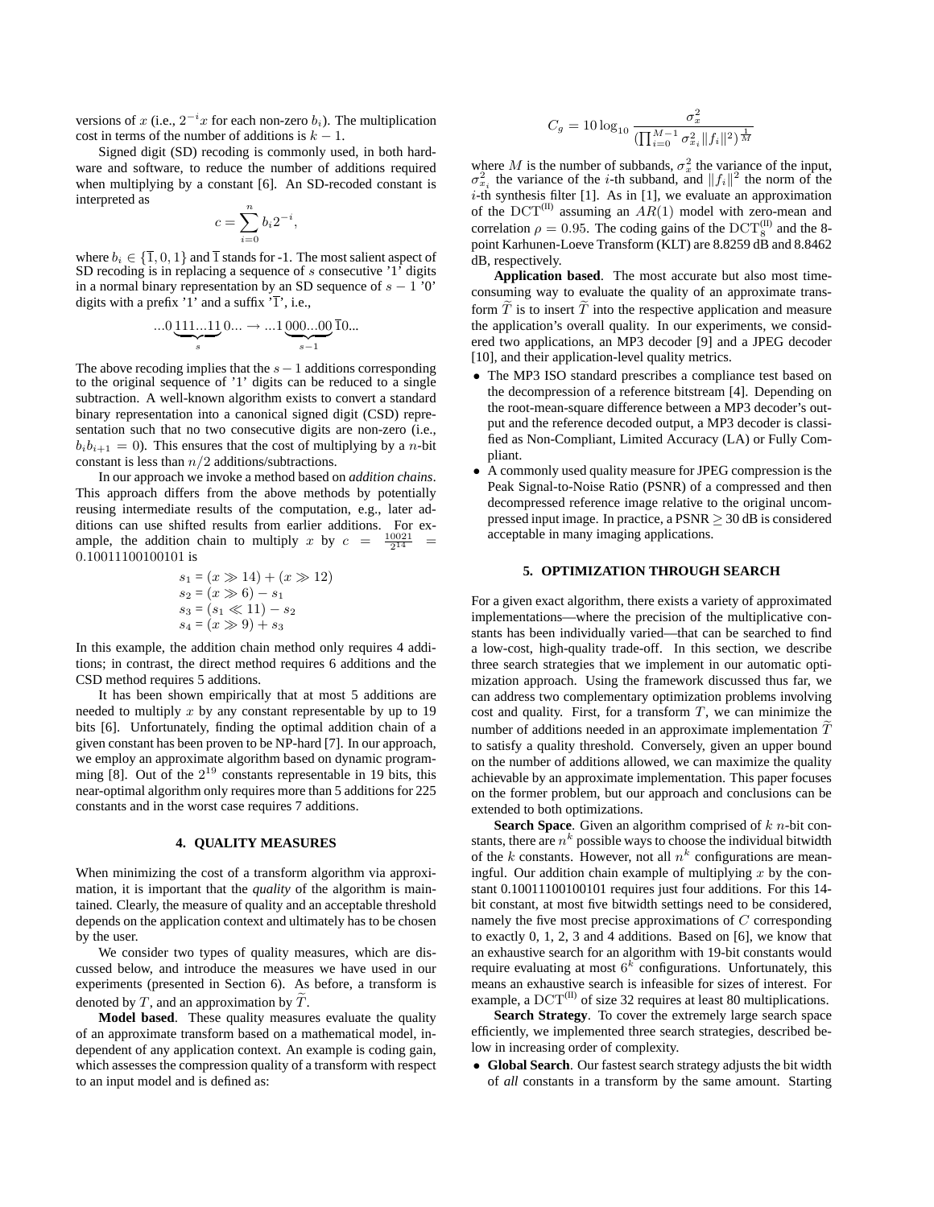versions of $x$ (i.e., $2^{-i}x$ for each non-zero $b_i$). The multiplication cost in terms of the number of additions is $k-1$.

Signed digit (SD) recoding is commonly used, in both hardware and software, to reduce the number of additions required when multiplying by a constant [6]. An SD-recoded constant is interpreted as

$$c = \sum_{i=0}^{n} b_i 2^{-i},$$

where $b_i \in \{\overline{1}, 0, 1\}$ and $\overline{1}$ stands for -1. The most salient aspect of SD recoding is in replacing a sequence of $s$ consecutive '1' digits in a normal binary representation by an SD sequence of $s-1$ '0' digits with a prefix '1' and a suffix '$\overline{1}$', i.e.,

$$...0\underbrace{111...11}_{s}0... \rightarrow ...1\underbrace{000...00}_{s-1}\overline{1}0...$$

The above recoding implies that the $s-1$ additions corresponding to the original sequence of '1' digits can be reduced to a single subtraction. A well-known algorithm exists to convert a standard binary representation into a canonical signed digit (CSD) representation such that no two consecutive digits are non-zero (i.e., $b_i b_{i+1} = 0$). This ensures that the cost of multiplying by a $n$-bit constant is less than $n/2$ additions/subtractions.

In our approach we invoke a method based on *addition chains*. This approach differs from the above methods by potentially reusing intermediate results of the computation, e.g., later additions can use shifted results from earlier additions. For example, the addition chain to multiply $x$ by $c = \frac{10021}{2^{14}} = 0.10011100100101$ is

$$\begin{aligned}
s_1 &= (x \gg 14) + (x \gg 12)\\
s_2 &= (x \gg 6) - s_1\\
s_3 &= (s_1 \ll 11) - s_2\\
s_4 &= (x \gg 9) + s_3
\end{aligned}$$

In this example, the addition chain method only requires 4 additions; in contrast, the direct method requires 6 additions and the CSD method requires 5 additions.

It has been shown empirically that at most 5 additions are needed to multiply $x$ by any constant representable by up to 19 bits [6]. Unfortunately, finding the optimal addition chain of a given constant has been proven to be NP-hard [7]. In our approach, we employ an approximate algorithm based on dynamic programming [8]. Out of the $2^{19}$ constants representable in 19 bits, this near-optimal algorithm only requires more than 5 additions for 225 constants and in the worst case requires 7 additions.

## 4. QUALITY MEASURES

When minimizing the cost of a transform algorithm via approximation, it is important that the *quality* of the algorithm is maintained. Clearly, the measure of quality and an acceptable threshold depends on the application context and ultimately has to be chosen by the user.

We consider two types of quality measures, which are discussed below, and introduce the measures we have used in our experiments (presented in Section 6). As before, a transform is denoted by $T$, and an approximation by $\widetilde{T}$.

**Model based**. These quality measures evaluate the quality of an approximate transform based on a mathematical model, independent of any application context. An example is coding gain, which assesses the compression quality of a transform with respect to an input model and is defined as:

$$C_g = 10\log_{10}\frac{\sigma_x^2}{(\prod_{i=0}^{M-1}\sigma_{x_i}^2\|f_i\|^2)^{\frac{1}{M}}}$$

where $M$ is the number of subbands, $\sigma_x^2$ the variance of the input, $\sigma_{x_i}^2$ the variance of the $i$-th subband, and $\|f_i\|^2$ the norm of the $i$-th synthesis filter [1]. As in [1], we evaluate an approximation of the $\mathrm{DCT}^{\mathrm{(II)}}$ assuming an $AR(1)$ model with zero-mean and correlation $\rho = 0.95$. The coding gains of the $\mathrm{DCT}_8^{\mathrm{(II)}}$ and the 8-point Karhunen-Loeve Transform (KLT) are 8.8259 dB and 8.8462 dB, respectively.

**Application based**. The most accurate but also most time-consuming way to evaluate the quality of an approximate transform $\widetilde{T}$ is to insert $\widetilde{T}$ into the respective application and measure the application's overall quality. In our experiments, we considered two applications, an MP3 decoder [9] and a JPEG decoder [10], and their application-level quality metrics.

- The MP3 ISO standard prescribes a compliance test based on the decompression of a reference bitstream [4]. Depending on the root-mean-square difference between a MP3 decoder's output and the reference decoded output, a MP3 decoder is classified as Non-Compliant, Limited Accuracy (LA) or Fully Compliant.
- A commonly used quality measure for JPEG compression is the Peak Signal-to-Noise Ratio (PSNR) of a compressed and then decompressed reference image relative to the original uncompressed input image. In practice, a PSNR $\geq 30$ dB is considered acceptable in many imaging applications.

## 5. OPTIMIZATION THROUGH SEARCH

For a given exact algorithm, there exists a variety of approximated implementations—where the precision of the multiplicative constants has been individually varied—that can be searched to find a low-cost, high-quality trade-off. In this section, we describe three search strategies that we implement in our automatic optimization approach. Using the framework discussed thus far, we can address two complementary optimization problems involving cost and quality. First, for a transform $T$, we can minimize the number of additions needed in an approximate implementation $\widetilde{T}$ to satisfy a quality threshold. Conversely, given an upper bound on the number of additions allowed, we can maximize the quality achievable by an approximate implementation. This paper focuses on the former problem, but our approach and conclusions can be extended to both optimizations.

**Search Space**. Given an algorithm comprised of $k$ $n$-bit constants, there are $n^k$ possible ways to choose the individual bitwidth of the $k$ constants. However, not all $n^k$ configurations are meaningful. Our addition chain example of multiplying $x$ by the constant 0.10011100100101 requires just four additions. For this 14-bit constant, at most five bitwidth settings need to be considered, namely the five most precise approximations of $C$ corresponding to exactly 0, 1, 2, 3 and 4 additions. Based on [6], we know that an exhaustive search for an algorithm with 19-bit constants would require evaluating at most $6^k$ configurations. Unfortunately, this means an exhaustive search is infeasible for sizes of interest. For example, a $\mathrm{DCT}^{\mathrm{(II)}}$ of size 32 requires at least 80 multiplications.

**Search Strategy**. To cover the extremely large search space efficiently, we implemented three search strategies, described below in increasing order of complexity.

- **Global Search**. Our fastest search strategy adjusts the bit width of *all* constants in a transform by the same amount. Starting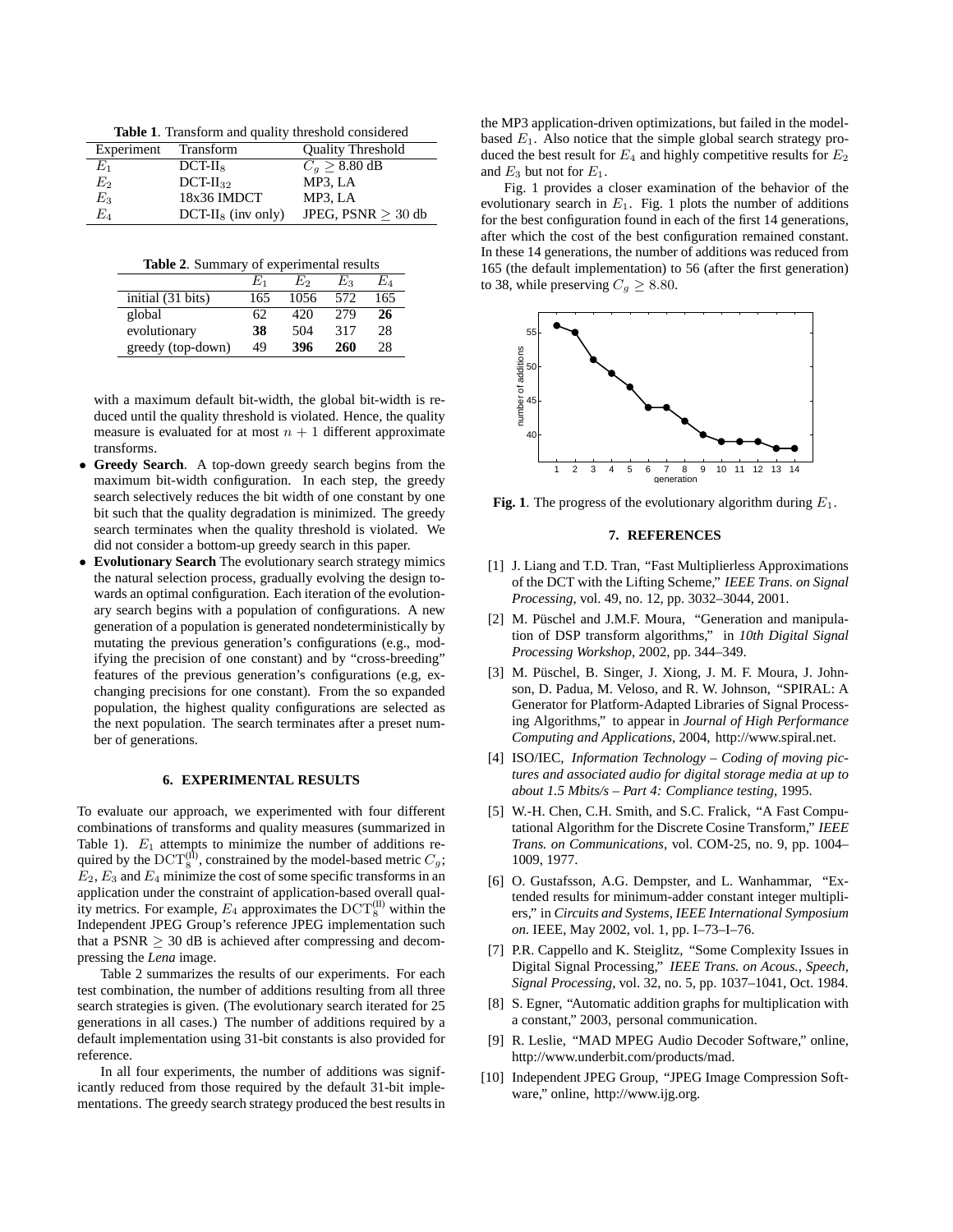**Table 1**. Transform and quality threshold considered

| Experiment | Transform | Quality Threshold |
|---|---|---|
| $E_1$ | DCT-II$_8$ | $C_g \geq 8.80$ dB |
| $E_2$ | DCT-II$_{32}$ | MP3, LA |
| $E_3$ | 18x36 IMDCT | MP3, LA |
| $E_4$ | DCT-II$_8$ (inv only) | JPEG, PSNR $\geq$ 30 db |

**Table 2**. Summary of experimental results

| | $E_1$ | $E_2$ | $E_3$ | $E_4$ |
|---|---|---|---|---|
| initial (31 bits) | 165 | 1056 | 572 | 165 |
| global | 62 | 420 | 279 | **26** |
| evolutionary | **38** | 504 | 317 | 28 |
| greedy (top-down) | 49 | **396** | **260** | 28 |

with a maximum default bit-width, the global bit-width is reduced until the quality threshold is violated. Hence, the quality measure is evaluated for at most $n + 1$ different approximate transforms.

- **Greedy Search**. A top-down greedy search begins from the maximum bit-width configuration. In each step, the greedy search selectively reduces the bit width of one constant by one bit such that the quality degradation is minimized. The greedy search terminates when the quality threshold is violated. We did not consider a bottom-up greedy search in this paper.
- **Evolutionary Search** The evolutionary search strategy mimics the natural selection process, gradually evolving the design towards an optimal configuration. Each iteration of the evolutionary search begins with a population of configurations. A new generation of a population is generated nondeterministically by mutating the previous generation's configurations (e.g., modifying the precision of one constant) and by "cross-breeding" features of the previous generation's configurations (e.g, exchanging precisions for one constant). From the so expanded population, the highest quality configurations are selected as the next population. The search terminates after a preset number of generations.

## 6. EXPERIMENTAL RESULTS

To evaluate our approach, we experimented with four different combinations of transforms and quality measures (summarized in Table 1). $E_1$ attempts to minimize the number of additions required by the $\mathrm{DCT}_8^{(\mathrm{II})}$, constrained by the model-based metric $C_g$; $E_2$, $E_3$ and $E_4$ minimize the cost of some specific transforms in an application under the constraint of application-based overall quality metrics. For example, $E_4$ approximates the $\mathrm{DCT}_8^{(\mathrm{II})}$ within the Independent JPEG Group's reference JPEG implementation such that a PSNR $\geq$ 30 dB is achieved after compressing and decompressing the *Lena* image.

Table 2 summarizes the results of our experiments. For each test combination, the number of additions resulting from all three search strategies is given. (The evolutionary search iterated for 25 generations in all cases.) The number of additions required by a default implementation using 31-bit constants is also provided for reference.

In all four experiments, the number of additions was significantly reduced from those required by the default 31-bit implementations. The greedy search strategy produced the best results in the MP3 application-driven optimizations, but failed in the model-based $E_1$. Also notice that the simple global search strategy produced the best result for $E_4$ and highly competitive results for $E_2$ and $E_3$ but not for $E_1$.

Fig. 1 provides a closer examination of the behavior of the evolutionary search in $E_1$. Fig. 1 plots the number of additions for the best configuration found in each of the first 14 generations, after which the cost of the best configuration remained constant. In these 14 generations, the number of additions was reduced from 165 (the default implementation) to 56 (after the first generation) to 38, while preserving $C_g \geq 8.80$.

number of additions
55
50
45
40
1 2 3 4 5 6 7 8 9 10 11 12 13 14
generation

**Fig. 1**. The progress of the evolutionary algorithm during $E_1$.

## 7. REFERENCES

[1] J. Liang and T.D. Tran, "Fast Multiplierless Approximations of the DCT with the Lifting Scheme," *IEEE Trans. on Signal Processing*, vol. 49, no. 12, pp. 3032–3044, 2001.

[2] M. Püschel and J.M.F. Moura, "Generation and manipulation of DSP transform algorithms," in *10th Digital Signal Processing Workshop*, 2002, pp. 344–349.

[3] M. Püschel, B. Singer, J. Xiong, J. M. F. Moura, J. Johnson, D. Padua, M. Veloso, and R. W. Johnson, "SPIRAL: A Generator for Platform-Adapted Libraries of Signal Processing Algorithms," to appear in *Journal of High Performance Computing and Applications*, 2004, http://www.spiral.net.

[4] ISO/IEC, *Information Technology – Coding of moving pictures and associated audio for digital storage media at up to about 1.5 Mbits/s – Part 4: Compliance testing*, 1995.

[5] W.-H. Chen, C.H. Smith, and S.C. Fralick, "A Fast Computational Algorithm for the Discrete Cosine Transform," *IEEE Trans. on Communications*, vol. COM-25, no. 9, pp. 1004–1009, 1977.

[6] O. Gustafsson, A.G. Dempster, and L. Wanhammar, "Extended results for minimum-adder constant integer multipliers," in *Circuits and Systems, IEEE International Symposium on*. IEEE, May 2002, vol. 1, pp. I–73–I–76.

[7] P.R. Cappello and K. Steiglitz, "Some Complexity Issues in Digital Signal Processing," *IEEE Trans. on Acous., Speech, Signal Processing*, vol. 32, no. 5, pp. 1037–1041, Oct. 1984.

[8] S. Egner, "Automatic addition graphs for multiplication with a constant," 2003, personal communication.

[9] R. Leslie, "MAD MPEG Audio Decoder Software," online, http://www.underbit.com/products/mad.

[10] Independent JPEG Group, "JPEG Image Compression Software," online, http://www.ijg.org.